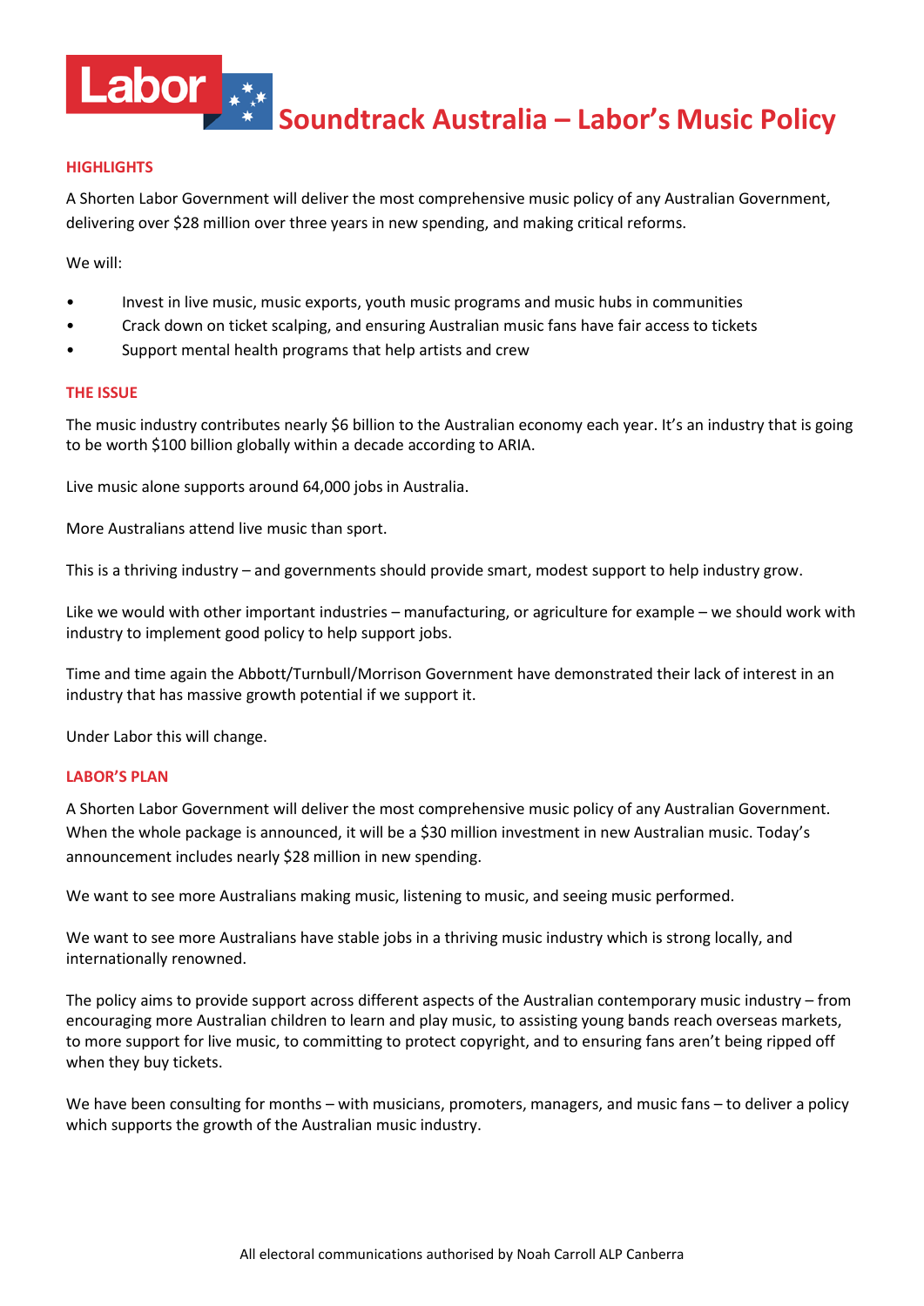# Labor Soundtrack Australia – Labor's Music Policy

## HIGHLIGHTS

A Shorten Labor Government will deliver the most comprehensive music policy of any Australian Government, delivering over $28 million over three years in new spending, and making critical reforms.

We will:

- Invest in live music, music exports, youth music programs and music hubs in communities
- Crack down on ticket scalping, and ensuring Australian music fans have fair access to tickets
- Support mental health programs that help artists and crew

## THE ISSUE

The music industry contributes nearly $6 billion to the Australian economy each year. It's an industry that is going to be worth $100 billion globally within a decade according to ARIA.

Live music alone supports around 64,000 jobs in Australia.

More Australians attend live music than sport.

This is a thriving industry – and governments should provide smart, modest support to help industry grow.

Like we would with other important industries – manufacturing, or agriculture for example – we should work with industry to implement good policy to help support jobs.

Time and time again the Abbott/Turnbull/Morrison Government have demonstrated their lack of interest in an industry that has massive growth potential if we support it.

Under Labor this will change.

## LABOR'S PLAN

A Shorten Labor Government will deliver the most comprehensive music policy of any Australian Government. When the whole package is announced, it will be a $30 million investment in new Australian music. Today's announcement includes nearly $28 million in new spending.

We want to see more Australians making music, listening to music, and seeing music performed.

We want to see more Australians have stable jobs in a thriving music industry which is strong locally, and internationally renowned.

The policy aims to provide support across different aspects of the Australian contemporary music industry – from encouraging more Australian children to learn and play music, to assisting young bands reach overseas markets, to more support for live music, to committing to protect copyright, and to ensuring fans aren't being ripped off when they buy tickets.

We have been consulting for months – with musicians, promoters, managers, and music fans – to deliver a policy which supports the growth of the Australian music industry.

All electoral communications authorised by Noah Carroll ALP Canberra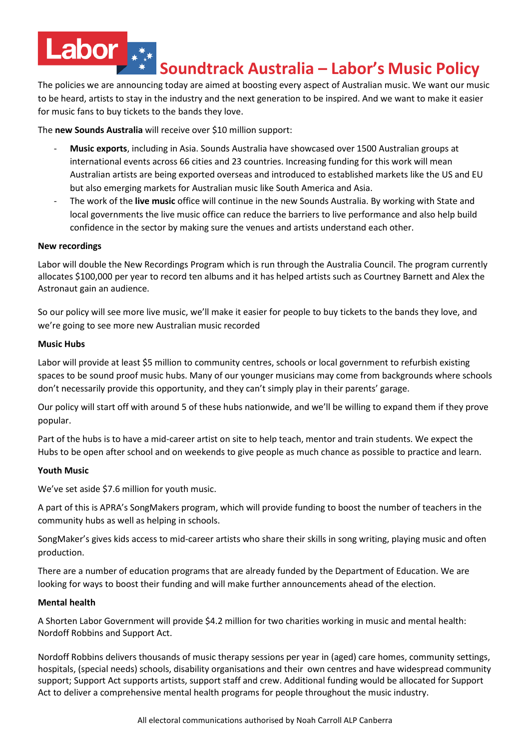# Soundtrack Australia – Labor's Music Policy

The policies we are announcing today are aimed at boosting every aspect of Australian music. We want our music to be heard, artists to stay in the industry and the next generation to be inspired. And we want to make it easier for music fans to buy tickets to the bands they love.

The **new Sounds Australia** will receive over $10 million support:

- **Music exports**, including in Asia. Sounds Australia have showcased over 1500 Australian groups at international events across 66 cities and 23 countries. Increasing funding for this work will mean Australian artists are being exported overseas and introduced to established markets like the US and EU but also emerging markets for Australian music like South America and Asia.
- The work of the **live music** office will continue in the new Sounds Australia. By working with State and local governments the live music office can reduce the barriers to live performance and also help build confidence in the sector by making sure the venues and artists understand each other.

**New recordings**

Labor will double the New Recordings Program which is run through the Australia Council. The program currently allocates $100,000 per year to record ten albums and it has helped artists such as Courtney Barnett and Alex the Astronaut gain an audience.

So our policy will see more live music, we'll make it easier for people to buy tickets to the bands they love, and we're going to see more new Australian music recorded

**Music Hubs**

Labor will provide at least $5 million to community centres, schools or local government to refurbish existing spaces to be sound proof music hubs. Many of our younger musicians may come from backgrounds where schools don't necessarily provide this opportunity, and they can't simply play in their parents' garage.

Our policy will start off with around 5 of these hubs nationwide, and we'll be willing to expand them if they prove popular.

Part of the hubs is to have a mid-career artist on site to help teach, mentor and train students. We expect the Hubs to be open after school and on weekends to give people as much chance as possible to practice and learn.

**Youth Music**

We've set aside $7.6 million for youth music.

A part of this is APRA's SongMakers program, which will provide funding to boost the number of teachers in the community hubs as well as helping in schools.

SongMaker's gives kids access to mid-career artists who share their skills in song writing, playing music and often production.

There are a number of education programs that are already funded by the Department of Education. We are looking for ways to boost their funding and will make further announcements ahead of the election.

**Mental health**

A Shorten Labor Government will provide $4.2 million for two charities working in music and mental health: Nordoff Robbins and Support Act.

Nordoff Robbins delivers thousands of music therapy sessions per year in (aged) care homes, community settings, hospitals, (special needs) schools, disability organisations and their own centres and have widespread community support; Support Act supports artists, support staff and crew. Additional funding would be allocated for Support Act to deliver a comprehensive mental health programs for people throughout the music industry.

All electoral communications authorised by Noah Carroll ALP Canberra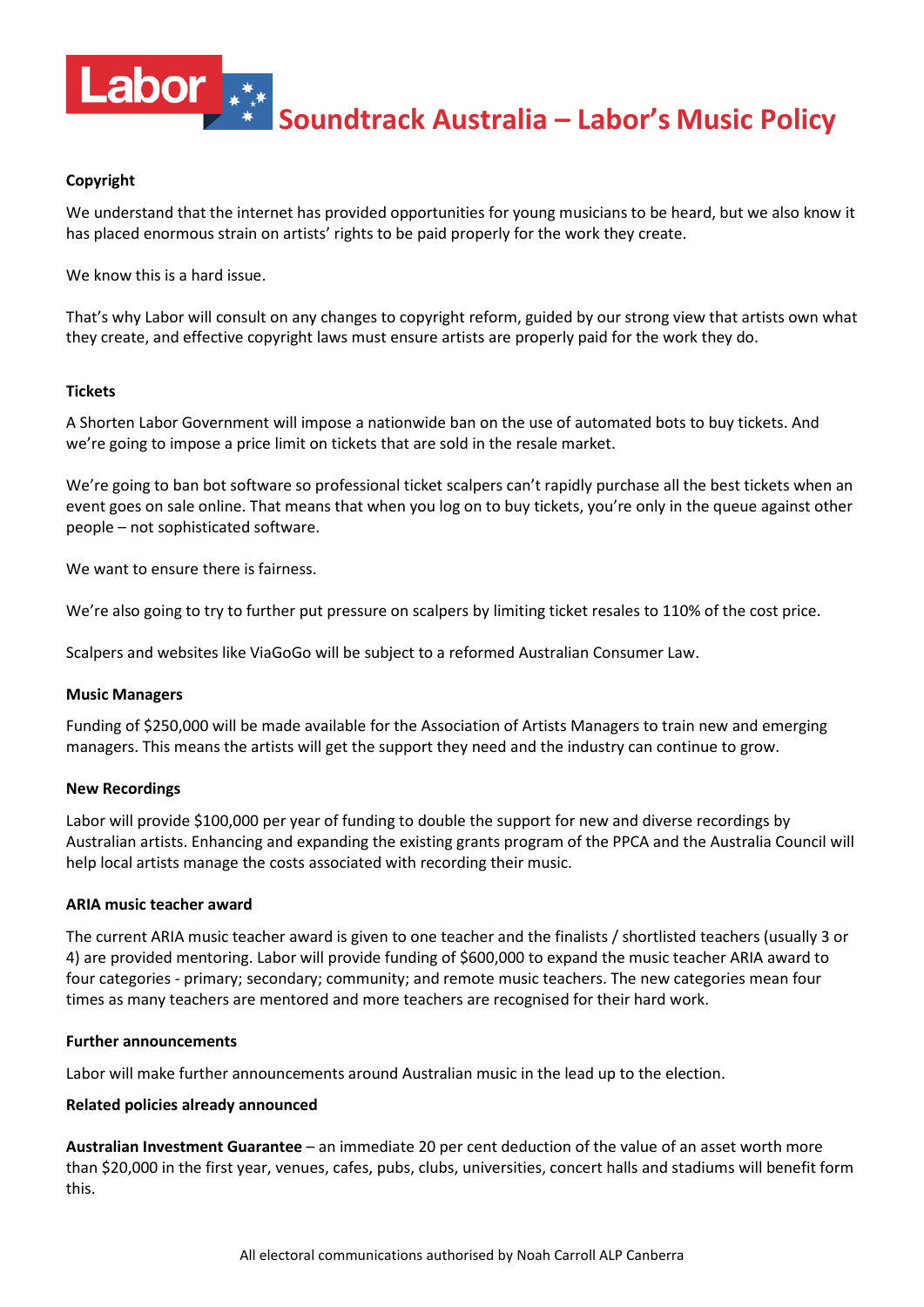# Soundtrack Australia – Labor's Music Policy

**Copyright**

We understand that the internet has provided opportunities for young musicians to be heard, but we also know it has placed enormous strain on artists' rights to be paid properly for the work they create.

We know this is a hard issue.

That's why Labor will consult on any changes to copyright reform, guided by our strong view that artists own what they create, and effective copyright laws must ensure artists are properly paid for the work they do.

**Tickets**

A Shorten Labor Government will impose a nationwide ban on the use of automated bots to buy tickets. And we're going to impose a price limit on tickets that are sold in the resale market.

We're going to ban bot software so professional ticket scalpers can't rapidly purchase all the best tickets when an event goes on sale online. That means that when you log on to buy tickets, you're only in the queue against other people – not sophisticated software.

We want to ensure there is fairness.

We're also going to try to further put pressure on scalpers by limiting ticket resales to 110% of the cost price.

Scalpers and websites like ViaGoGo will be subject to a reformed Australian Consumer Law.

**Music Managers**

Funding of $250,000 will be made available for the Association of Artists Managers to train new and emerging managers. This means the artists will get the support they need and the industry can continue to grow.

**New Recordings**

Labor will provide $100,000 per year of funding to double the support for new and diverse recordings by Australian artists. Enhancing and expanding the existing grants program of the PPCA and the Australia Council will help local artists manage the costs associated with recording their music.

**ARIA music teacher award**

The current ARIA music teacher award is given to one teacher and the finalists / shortlisted teachers (usually 3 or 4) are provided mentoring. Labor will provide funding of $600,000 to expand the music teacher ARIA award to four categories - primary; secondary; community; and remote music teachers. The new categories mean four times as many teachers are mentored and more teachers are recognised for their hard work.

**Further announcements**

Labor will make further announcements around Australian music in the lead up to the election.

**Related policies already announced**

**Australian Investment Guarantee** – an immediate 20 per cent deduction of the value of an asset worth more than $20,000 in the first year, venues, cafes, pubs, clubs, universities, concert halls and stadiums will benefit form this.

All electoral communications authorised by Noah Carroll ALP Canberra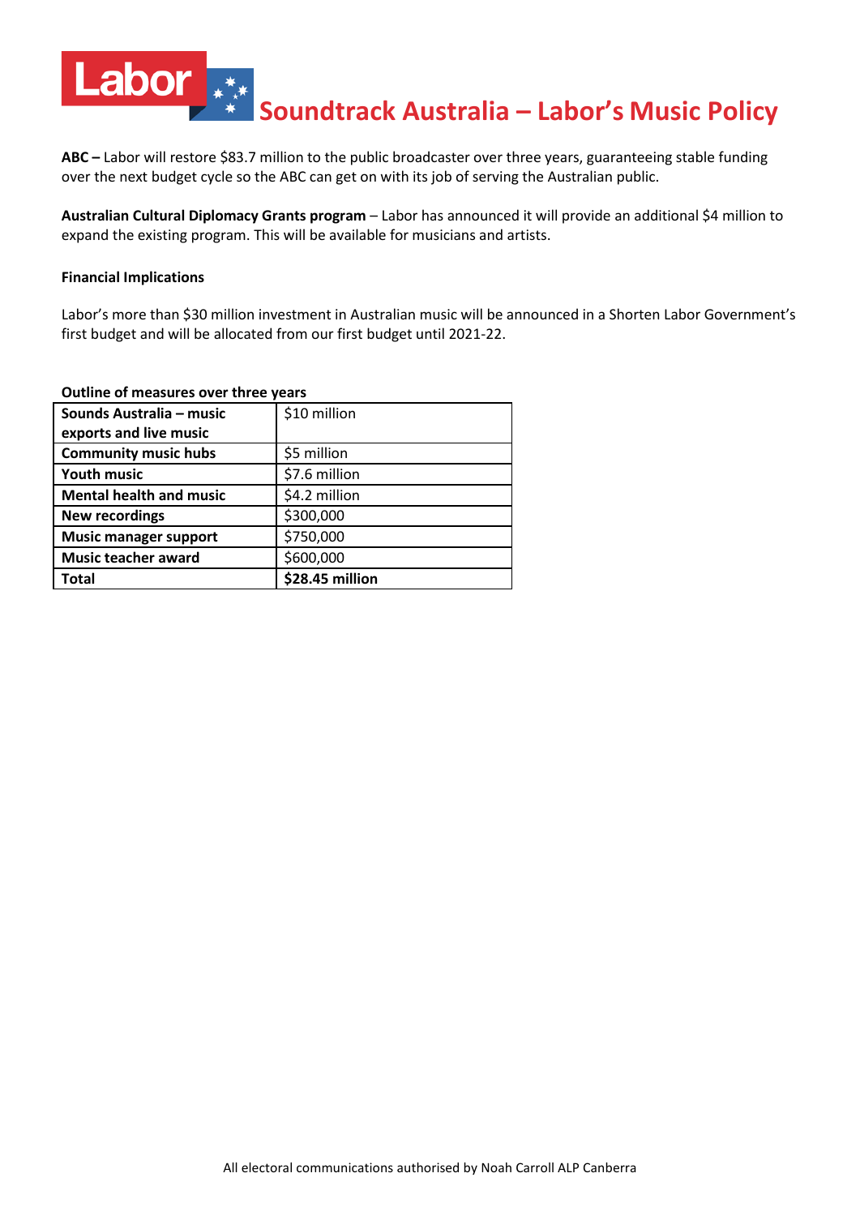# Soundtrack Australia – Labor's Music Policy

**ABC –** Labor will restore $83.7 million to the public broadcaster over three years, guaranteeing stable funding over the next budget cycle so the ABC can get on with its job of serving the Australian public.

**Australian Cultural Diplomacy Grants program** – Labor has announced it will provide an additional $4 million to expand the existing program. This will be available for musicians and artists.

**Financial Implications**

Labor's more than $30 million investment in Australian music will be announced in a Shorten Labor Government's first budget and will be allocated from our first budget until 2021-22.

**Outline of measures over three years**

| | |
|---|---|
| **Sounds Australia – music exports and live music** | $10 million |
| **Community music hubs** | $5 million |
| **Youth music** | $7.6 million |
| **Mental health and music** | $4.2 million |
| **New recordings** | $300,000 |
| **Music manager support** | $750,000 |
| **Music teacher award** | $600,000 |
| **Total** | **$28.45 million** |

All electoral communications authorised by Noah Carroll ALP Canberra